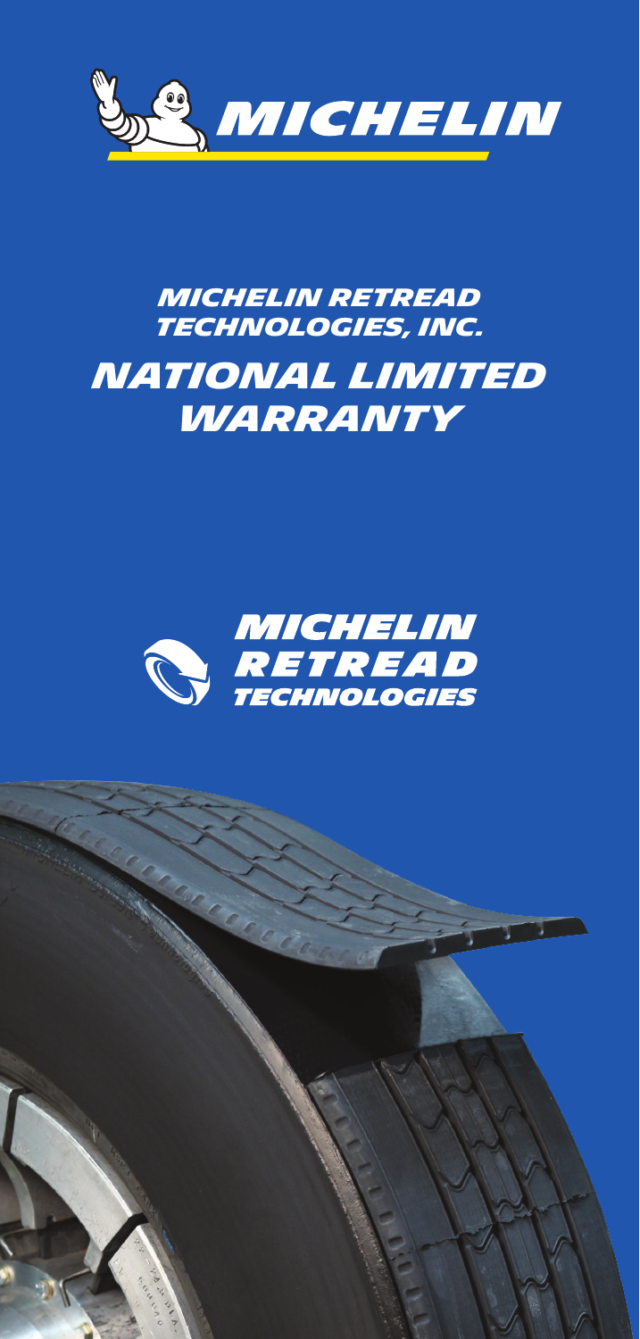MICHELIN

# MICHELIN RETREAD TECHNOLOGIES, INC.

# NATIONAL LIMITED WARRANTY

MICHELIN RETREAD TECHNOLOGIES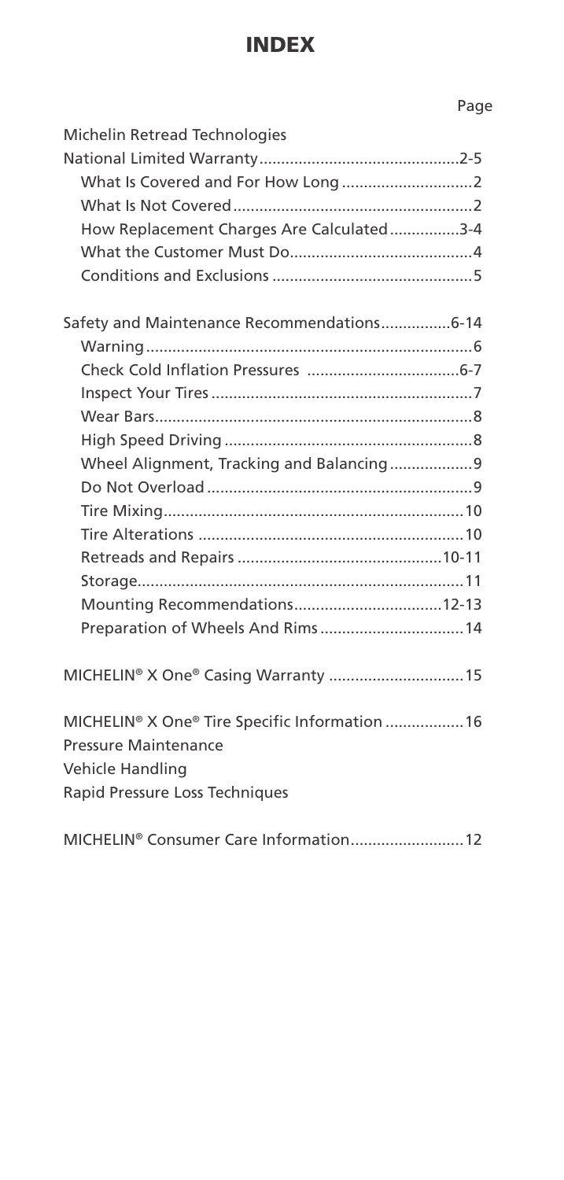# INDEX

| | Page |
|---|---|
| Michelin Retread Technologies | |
| National Limited Warranty | 2-5 |
| What Is Covered and For How Long | 2 |
| What Is Not Covered | 2 |
| How Replacement Charges Are Calculated | 3-4 |
| What the Customer Must Do | 4 |
| Conditions and Exclusions | 5 |
| Safety and Maintenance Recommendations | 6-14 |
| Warning | 6 |
| Check Cold Inflation Pressures | 6-7 |
| Inspect Your Tires | 7 |
| Wear Bars | 8 |
| High Speed Driving | 8 |
| Wheel Alignment, Tracking and Balancing | 9 |
| Do Not Overload | 9 |
| Tire Mixing | 10 |
| Tire Alterations | 10 |
| Retreads and Repairs | 10-11 |
| Storage | 11 |
| Mounting Recommendations | 12-13 |
| Preparation of Wheels And Rims | 14 |
| MICHELIN® X One® Casing Warranty | 15 |
| MICHELIN® X One® Tire Specific Information | 16 |
| Pressure Maintenance | |
| Vehicle Handling | |
| Rapid Pressure Loss Techniques | |
| MICHELIN® Consumer Care Information | 12 |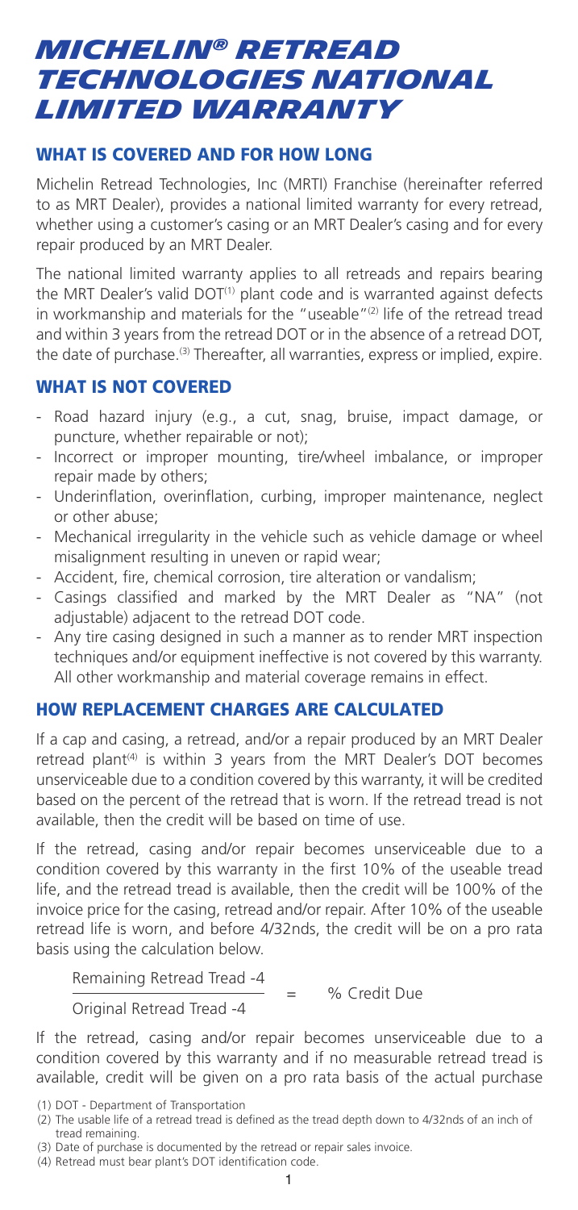# MICHELIN® RETREAD TECHNOLOGIES NATIONAL LIMITED WARRANTY

## WHAT IS COVERED AND FOR HOW LONG

Michelin Retread Technologies, Inc (MRTI) Franchise (hereinafter referred to as MRT Dealer), provides a national limited warranty for every retread, whether using a customer's casing or an MRT Dealer's casing and for every repair produced by an MRT Dealer.

The national limited warranty applies to all retreads and repairs bearing the MRT Dealer's valid DOT[1] plant code and is warranted against defects in workmanship and materials for the "useable"[2] life of the retread tread and within 3 years from the retread DOT or in the absence of a retread DOT, the date of purchase.[3] Thereafter, all warranties, express or implied, expire.

## WHAT IS NOT COVERED

- Road hazard injury (e.g., a cut, snag, bruise, impact damage, or puncture, whether repairable or not);
- Incorrect or improper mounting, tire/wheel imbalance, or improper repair made by others;
- Underinflation, overinflation, curbing, improper maintenance, neglect or other abuse;
- Mechanical irregularity in the vehicle such as vehicle damage or wheel misalignment resulting in uneven or rapid wear;
- Accident, fire, chemical corrosion, tire alteration or vandalism;
- Casings classified and marked by the MRT Dealer as "NA" (not adjustable) adjacent to the retread DOT code.
- Any tire casing designed in such a manner as to render MRT inspection techniques and/or equipment ineffective is not covered by this warranty. All other workmanship and material coverage remains in effect.

## HOW REPLACEMENT CHARGES ARE CALCULATED

If a cap and casing, a retread, and/or a repair produced by an MRT Dealer retread plant[4] is within 3 years from the MRT Dealer's DOT becomes unserviceable due to a condition covered by this warranty, it will be credited based on the percent of the retread that is worn. If the retread tread is not available, then the credit will be based on time of use.

If the retread, casing and/or repair becomes unserviceable due to a condition covered by this warranty in the first 10% of the useable tread life, and the retread tread is available, then the credit will be 100% of the invoice price for the casing, retread and/or repair. After 10% of the useable retread life is worn, and before 4/32nds, the credit will be on a pro rata basis using the calculation below.

$$\frac{\text{Remaining Retread Tread -4}}{\text{Original Retread Tread -4}} = \text{\% Credit Due}$$

If the retread, casing and/or repair becomes unserviceable due to a condition covered by this warranty and if no measurable retread tread is available, credit will be given on a pro rata basis of the actual purchase

(1) DOT - Department of Transportation

(2) The usable life of a retread tread is defined as the tread depth down to 4/32nds of an inch of tread remaining.

(3) Date of purchase is documented by the retread or repair sales invoice.

(4) Retread must bear plant's DOT identification code.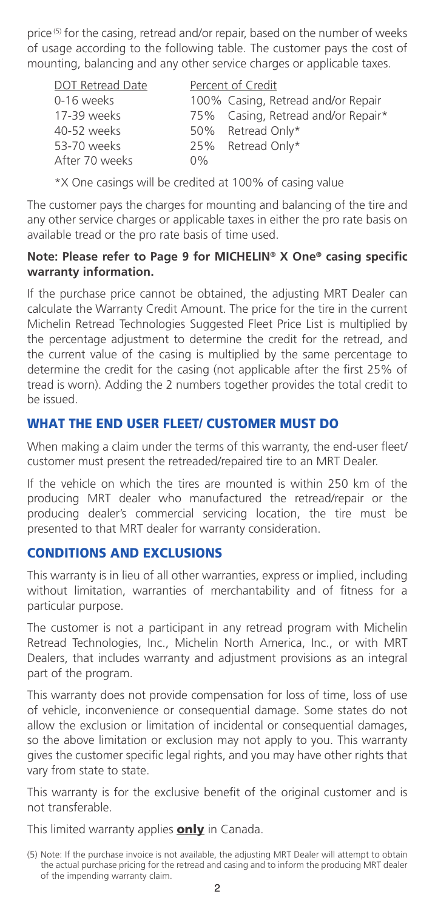price[5] for the casing, retread and/or repair, based on the number of weeks of usage according to the following table. The customer pays the cost of mounting, balancing and any other service charges or applicable taxes.

| DOT Retread Date | Percent of Credit |
|---|---|
| 0-16 weeks | 100% Casing, Retread and/or Repair |
| 17-39 weeks | 75% Casing, Retread and/or Repair* |
| 40-52 weeks | 50% Retread Only* |
| 53-70 weeks | 25% Retread Only* |
| After 70 weeks | 0% |

*X One casings will be credited at 100% of casing value

The customer pays the charges for mounting and balancing of the tire and any other service charges or applicable taxes in either the pro rate basis on available tread or the pro rate basis of time used.

**Note: Please refer to Page 9 for MICHELIN® X One® casing specific warranty information.**

If the purchase price cannot be obtained, the adjusting MRT Dealer can calculate the Warranty Credit Amount. The price for the tire in the current Michelin Retread Technologies Suggested Fleet Price List is multiplied by the percentage adjustment to determine the credit for the retread, and the current value of the casing is multiplied by the same percentage to determine the credit for the casing (not applicable after the first 25% of tread is worn). Adding the 2 numbers together provides the total credit to be issued.

## WHAT THE END USER FLEET/ CUSTOMER MUST DO

When making a claim under the terms of this warranty, the end-user fleet/ customer must present the retreaded/repaired tire to an MRT Dealer.

If the vehicle on which the tires are mounted is within 250 km of the producing MRT dealer who manufactured the retread/repair or the producing dealer's commercial servicing location, the tire must be presented to that MRT dealer for warranty consideration.

## CONDITIONS AND EXCLUSIONS

This warranty is in lieu of all other warranties, express or implied, including without limitation, warranties of merchantability and of fitness for a particular purpose.

The customer is not a participant in any retread program with Michelin Retread Technologies, Inc., Michelin North America, Inc., or with MRT Dealers, that includes warranty and adjustment provisions as an integral part of the program.

This warranty does not provide compensation for loss of time, loss of use of vehicle, inconvenience or consequential damage. Some states do not allow the exclusion or limitation of incidental or consequential damages, so the above limitation or exclusion may not apply to you. This warranty gives the customer specific legal rights, and you may have other rights that vary from state to state.

This warranty is for the exclusive benefit of the original customer and is not transferable.

This limited warranty applies **only** in Canada.

(5) Note: If the purchase invoice is not available, the adjusting MRT Dealer will attempt to obtain the actual purchase pricing for the retread and casing and to inform the producing MRT dealer of the impending warranty claim.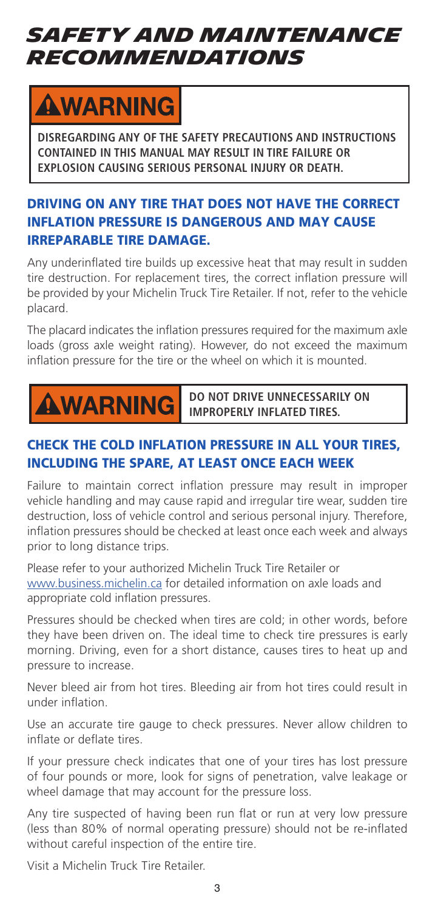# SAFETY AND MAINTENANCE RECOMMENDATIONS

**⚠WARNING**

**DISREGARDING ANY OF THE SAFETY PRECAUTIONS AND INSTRUCTIONS CONTAINED IN THIS MANUAL MAY RESULT IN TIRE FAILURE OR EXPLOSION CAUSING SERIOUS PERSONAL INJURY OR DEATH.**

## DRIVING ON ANY TIRE THAT DOES NOT HAVE THE CORRECT INFLATION PRESSURE IS DANGEROUS AND MAY CAUSE IRREPARABLE TIRE DAMAGE.

Any underinflated tire builds up excessive heat that may result in sudden tire destruction. For replacement tires, the correct inflation pressure will be provided by your Michelin Truck Tire Retailer. If not, refer to the vehicle placard.

The placard indicates the inflation pressures required for the maximum axle loads (gross axle weight rating). However, do not exceed the maximum inflation pressure for the tire or the wheel on which it is mounted.

**⚠WARNING** **DO NOT DRIVE UNNECESSARILY ON IMPROPERLY INFLATED TIRES.**

## CHECK THE COLD INFLATION PRESSURE IN ALL YOUR TIRES, INCLUDING THE SPARE, AT LEAST ONCE EACH WEEK

Failure to maintain correct inflation pressure may result in improper vehicle handling and may cause rapid and irregular tire wear, sudden tire destruction, loss of vehicle control and serious personal injury. Therefore, inflation pressures should be checked at least once each week and always prior to long distance trips.

Please refer to your authorized Michelin Truck Tire Retailer or www.business.michelin.ca for detailed information on axle loads and appropriate cold inflation pressures.

Pressures should be checked when tires are cold; in other words, before they have been driven on. The ideal time to check tire pressures is early morning. Driving, even for a short distance, causes tires to heat up and pressure to increase.

Never bleed air from hot tires. Bleeding air from hot tires could result in under inflation.

Use an accurate tire gauge to check pressures. Never allow children to inflate or deflate tires.

If your pressure check indicates that one of your tires has lost pressure of four pounds or more, look for signs of penetration, valve leakage or wheel damage that may account for the pressure loss.

Any tire suspected of having been run flat or run at very low pressure (less than 80% of normal operating pressure) should not be re-inflated without careful inspection of the entire tire.

Visit a Michelin Truck Tire Retailer.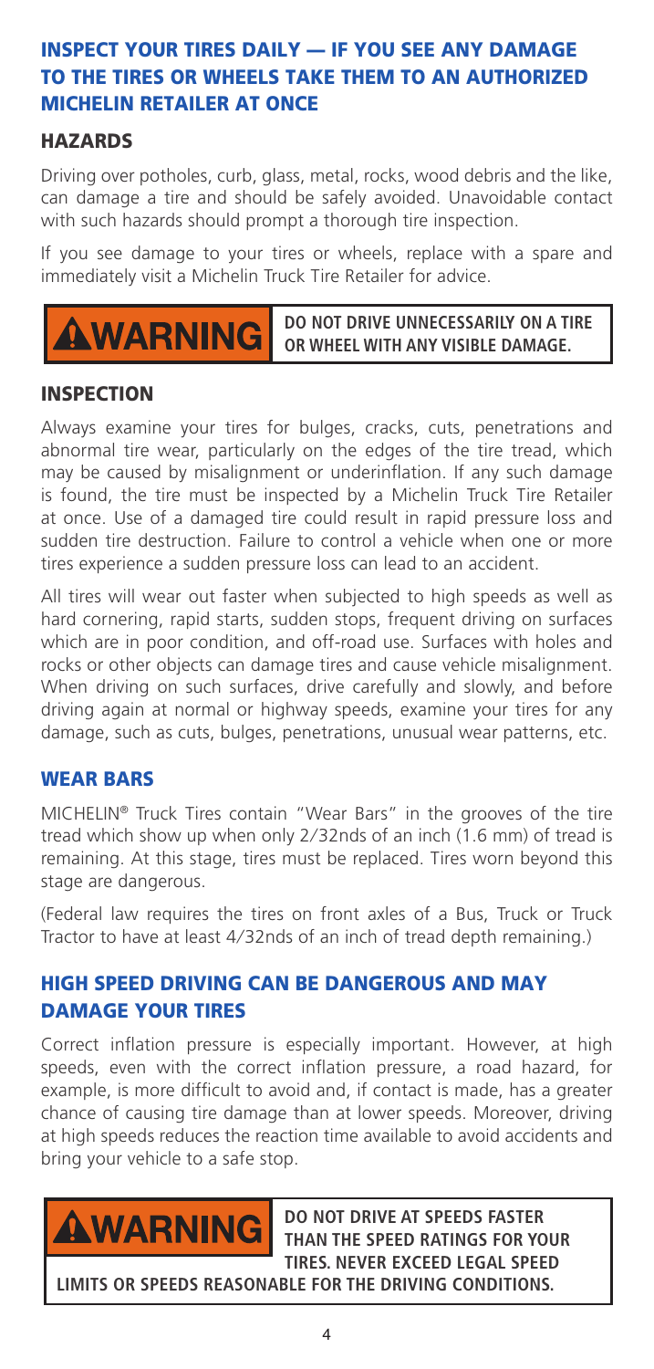## INSPECT YOUR TIRES DAILY — IF YOU SEE ANY DAMAGE TO THE TIRES OR WHEELS TAKE THEM TO AN AUTHORIZED MICHELIN RETAILER AT ONCE

### HAZARDS

Driving over potholes, curb, glass, metal, rocks, wood debris and the like, can damage a tire and should be safely avoided. Unavoidable contact with such hazards should prompt a thorough tire inspection.

If you see damage to your tires or wheels, replace with a spare and immediately visit a Michelin Truck Tire Retailer for advice.

**⚠WARNING** **DO NOT DRIVE UNNECESSARILY ON A TIRE OR WHEEL WITH ANY VISIBLE DAMAGE.**

### INSPECTION

Always examine your tires for bulges, cracks, cuts, penetrations and abnormal tire wear, particularly on the edges of the tire tread, which may be caused by misalignment or underinflation. If any such damage is found, the tire must be inspected by a Michelin Truck Tire Retailer at once. Use of a damaged tire could result in rapid pressure loss and sudden tire destruction. Failure to control a vehicle when one or more tires experience a sudden pressure loss can lead to an accident.

All tires will wear out faster when subjected to high speeds as well as hard cornering, rapid starts, sudden stops, frequent driving on surfaces which are in poor condition, and off-road use. Surfaces with holes and rocks or other objects can damage tires and cause vehicle misalignment. When driving on such surfaces, drive carefully and slowly, and before driving again at normal or highway speeds, examine your tires for any damage, such as cuts, bulges, penetrations, unusual wear patterns, etc.

### WEAR BARS

MICHELIN® Truck Tires contain "Wear Bars" in the grooves of the tire tread which show up when only 2/32nds of an inch (1.6 mm) of tread is remaining. At this stage, tires must be replaced. Tires worn beyond this stage are dangerous.

(Federal law requires the tires on front axles of a Bus, Truck or Truck Tractor to have at least 4/32nds of an inch of tread depth remaining.)

## HIGH SPEED DRIVING CAN BE DANGEROUS AND MAY DAMAGE YOUR TIRES

Correct inflation pressure is especially important. However, at high speeds, even with the correct inflation pressure, a road hazard, for example, is more difficult to avoid and, if contact is made, has a greater chance of causing tire damage than at lower speeds. Moreover, driving at high speeds reduces the reaction time available to avoid accidents and bring your vehicle to a safe stop.

**⚠WARNING** **DO NOT DRIVE AT SPEEDS FASTER THAN THE SPEED RATINGS FOR YOUR TIRES. NEVER EXCEED LEGAL SPEED LIMITS OR SPEEDS REASONABLE FOR THE DRIVING CONDITIONS.**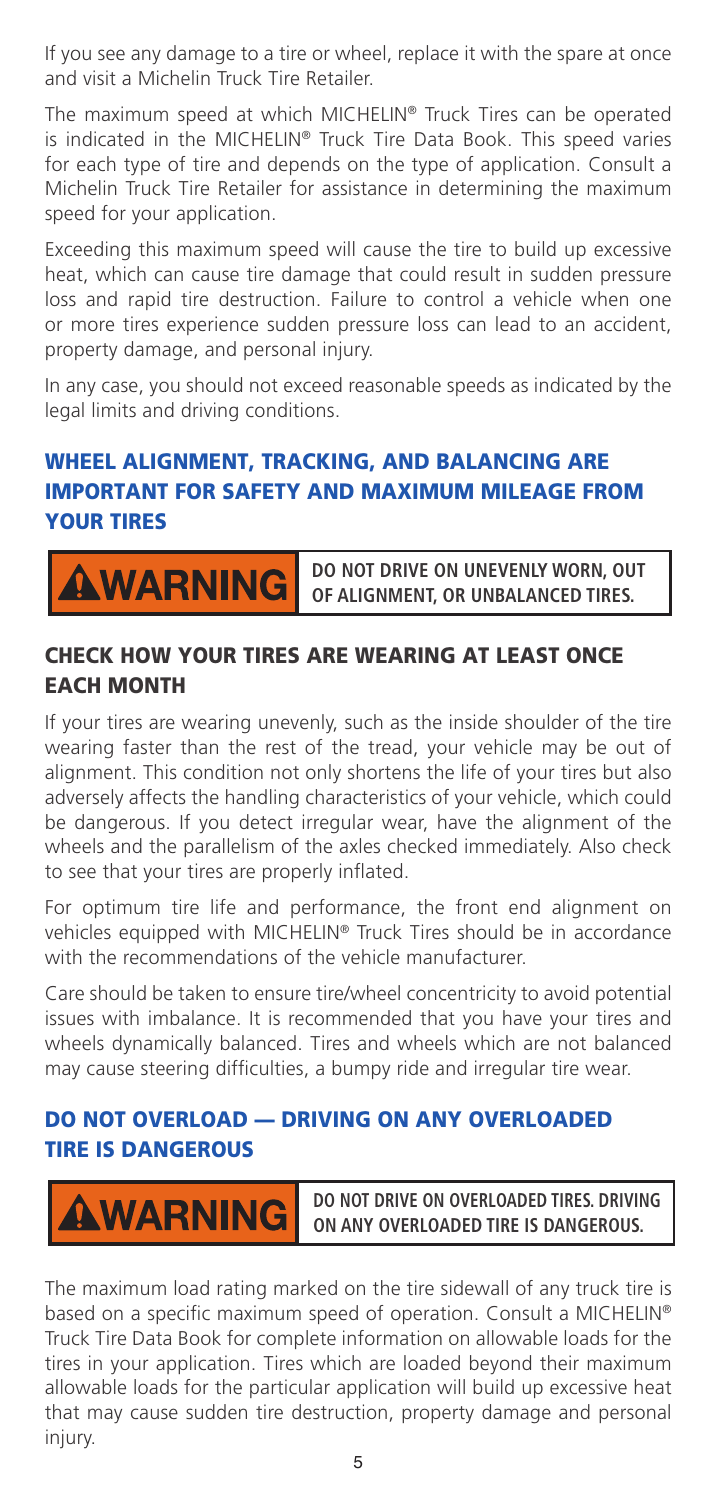If you see any damage to a tire or wheel, replace it with the spare at once and visit a Michelin Truck Tire Retailer.

The maximum speed at which MICHELIN® Truck Tires can be operated is indicated in the MICHELIN® Truck Tire Data Book. This speed varies for each type of tire and depends on the type of application. Consult a Michelin Truck Tire Retailer for assistance in determining the maximum speed for your application.

Exceeding this maximum speed will cause the tire to build up excessive heat, which can cause tire damage that could result in sudden pressure loss and rapid tire destruction. Failure to control a vehicle when one or more tires experience sudden pressure loss can lead to an accident, property damage, and personal injury.

In any case, you should not exceed reasonable speeds as indicated by the legal limits and driving conditions.

## WHEEL ALIGNMENT, TRACKING, AND BALANCING ARE IMPORTANT FOR SAFETY AND MAXIMUM MILEAGE FROM YOUR TIRES

**⚠WARNING** — **DO NOT DRIVE ON UNEVENLY WORN, OUT OF ALIGNMENT, OR UNBALANCED TIRES.**

## CHECK HOW YOUR TIRES ARE WEARING AT LEAST ONCE EACH MONTH

If your tires are wearing unevenly, such as the inside shoulder of the tire wearing faster than the rest of the tread, your vehicle may be out of alignment. This condition not only shortens the life of your tires but also adversely affects the handling characteristics of your vehicle, which could be dangerous. If you detect irregular wear, have the alignment of the wheels and the parallelism of the axles checked immediately. Also check to see that your tires are properly inflated.

For optimum tire life and performance, the front end alignment on vehicles equipped with MICHELIN® Truck Tires should be in accordance with the recommendations of the vehicle manufacturer.

Care should be taken to ensure tire/wheel concentricity to avoid potential issues with imbalance. It is recommended that you have your tires and wheels dynamically balanced. Tires and wheels which are not balanced may cause steering difficulties, a bumpy ride and irregular tire wear.

## DO NOT OVERLOAD — DRIVING ON ANY OVERLOADED TIRE IS DANGEROUS

**⚠WARNING** — **DO NOT DRIVE ON OVERLOADED TIRES. DRIVING ON ANY OVERLOADED TIRE IS DANGEROUS.**

The maximum load rating marked on the tire sidewall of any truck tire is based on a specific maximum speed of operation. Consult a MICHELIN® Truck Tire Data Book for complete information on allowable loads for the tires in your application. Tires which are loaded beyond their maximum allowable loads for the particular application will build up excessive heat that may cause sudden tire destruction, property damage and personal injury.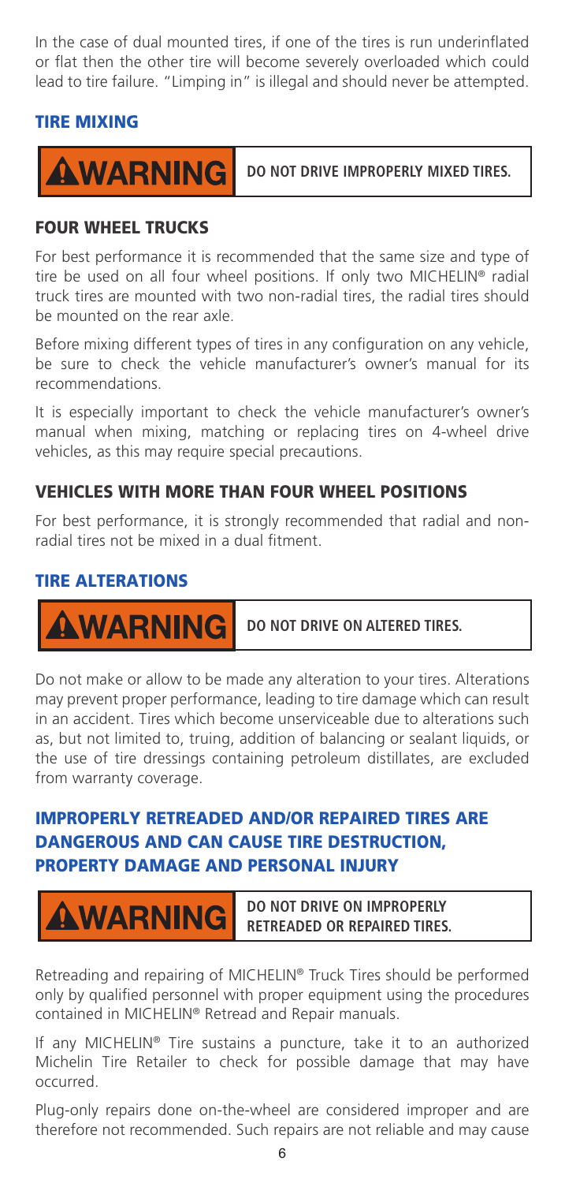In the case of dual mounted tires, if one of the tires is run underinflated or flat then the other tire will become severely overloaded which could lead to tire failure. "Limping in" is illegal and should never be attempted.

## TIRE MIXING

**⚠WARNING** **DO NOT DRIVE IMPROPERLY MIXED TIRES.**

### FOUR WHEEL TRUCKS

For best performance it is recommended that the same size and type of tire be used on all four wheel positions. If only two MICHELIN® radial truck tires are mounted with two non-radial tires, the radial tires should be mounted on the rear axle.

Before mixing different types of tires in any configuration on any vehicle, be sure to check the vehicle manufacturer's owner's manual for its recommendations.

It is especially important to check the vehicle manufacturer's owner's manual when mixing, matching or replacing tires on 4-wheel drive vehicles, as this may require special precautions.

### VEHICLES WITH MORE THAN FOUR WHEEL POSITIONS

For best performance, it is strongly recommended that radial and non-radial tires not be mixed in a dual fitment.

## TIRE ALTERATIONS

**⚠WARNING** **DO NOT DRIVE ON ALTERED TIRES.**

Do not make or allow to be made any alteration to your tires. Alterations may prevent proper performance, leading to tire damage which can result in an accident. Tires which become unserviceable due to alterations such as, but not limited to, truing, addition of balancing or sealant liquids, or the use of tire dressings containing petroleum distillates, are excluded from warranty coverage.

## IMPROPERLY RETREADED AND/OR REPAIRED TIRES ARE DANGEROUS AND CAN CAUSE TIRE DESTRUCTION, PROPERTY DAMAGE AND PERSONAL INJURY

**⚠WARNING** **DO NOT DRIVE ON IMPROPERLY RETREADED OR REPAIRED TIRES.**

Retreading and repairing of MICHELIN® Truck Tires should be performed only by qualified personnel with proper equipment using the procedures contained in MICHELIN® Retread and Repair manuals.

If any MICHELIN® Tire sustains a puncture, take it to an authorized Michelin Tire Retailer to check for possible damage that may have occurred.

Plug-only repairs done on-the-wheel are considered improper and are therefore not recommended. Such repairs are not reliable and may cause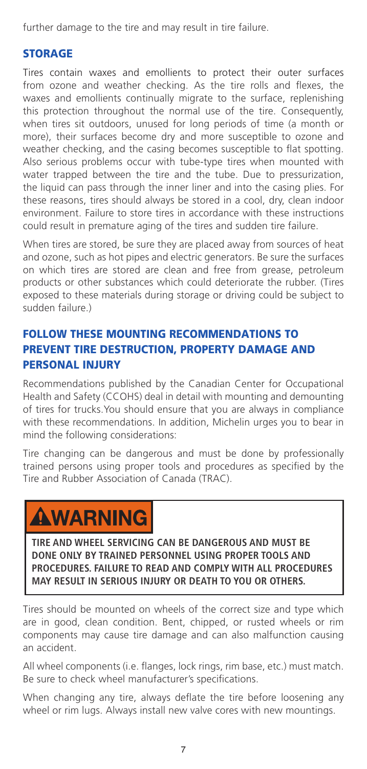further damage to the tire and may result in tire failure.

## STORAGE

Tires contain waxes and emollients to protect their outer surfaces from ozone and weather checking. As the tire rolls and flexes, the waxes and emollients continually migrate to the surface, replenishing this protection throughout the normal use of the tire. Consequently, when tires sit outdoors, unused for long periods of time (a month or more), their surfaces become dry and more susceptible to ozone and weather checking, and the casing becomes susceptible to flat spotting. Also serious problems occur with tube-type tires when mounted with water trapped between the tire and the tube. Due to pressurization, the liquid can pass through the inner liner and into the casing plies. For these reasons, tires should always be stored in a cool, dry, clean indoor environment. Failure to store tires in accordance with these instructions could result in premature aging of the tires and sudden tire failure.

When tires are stored, be sure they are placed away from sources of heat and ozone, such as hot pipes and electric generators. Be sure the surfaces on which tires are stored are clean and free from grease, petroleum products or other substances which could deteriorate the rubber. (Tires exposed to these materials during storage or driving could be subject to sudden failure.)

## FOLLOW THESE MOUNTING RECOMMENDATIONS TO PREVENT TIRE DESTRUCTION, PROPERTY DAMAGE AND PERSONAL INJURY

Recommendations published by the Canadian Center for Occupational Health and Safety (CCOHS) deal in detail with mounting and demounting of tires for trucks.You should ensure that you are always in compliance with these recommendations. In addition, Michelin urges you to bear in mind the following considerations:

Tire changing can be dangerous and must be done by professionally trained persons using proper tools and procedures as specified by the Tire and Rubber Association of Canada (TRAC).

**⚠WARNING**

**TIRE AND WHEEL SERVICING CAN BE DANGEROUS AND MUST BE DONE ONLY BY TRAINED PERSONNEL USING PROPER TOOLS AND PROCEDURES. FAILURE TO READ AND COMPLY WITH ALL PROCEDURES MAY RESULT IN SERIOUS INJURY OR DEATH TO YOU OR OTHERS.**

Tires should be mounted on wheels of the correct size and type which are in good, clean condition. Bent, chipped, or rusted wheels or rim components may cause tire damage and can also malfunction causing an accident.

All wheel components (i.e. flanges, lock rings, rim base, etc.) must match. Be sure to check wheel manufacturer's specifications.

When changing any tire, always deflate the tire before loosening any wheel or rim lugs. Always install new valve cores with new mountings.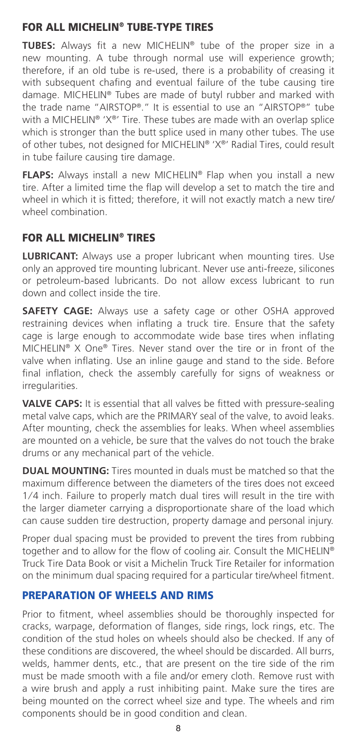## FOR ALL MICHELIN® TUBE-TYPE TIRES

**TUBES:** Always fit a new MICHELIN® tube of the proper size in a new mounting. A tube through normal use will experience growth; therefore, if an old tube is re-used, there is a probability of creasing it with subsequent chafing and eventual failure of the tube causing tire damage. MICHELIN® Tubes are made of butyl rubber and marked with the trade name "AIRSTOP®." It is essential to use an "AIRSTOP®" tube with a MICHELIN® 'X®' Tire. These tubes are made with an overlap splice which is stronger than the butt splice used in many other tubes. The use of other tubes, not designed for MICHELIN® 'X®' Radial Tires, could result in tube failure causing tire damage.

**FLAPS:** Always install a new MICHELIN® Flap when you install a new tire. After a limited time the flap will develop a set to match the tire and wheel in which it is fitted; therefore, it will not exactly match a new tire/wheel combination.

## FOR ALL MICHELIN® TIRES

**LUBRICANT:** Always use a proper lubricant when mounting tires. Use only an approved tire mounting lubricant. Never use anti-freeze, silicones or petroleum-based lubricants. Do not allow excess lubricant to run down and collect inside the tire.

**SAFETY CAGE:** Always use a safety cage or other OSHA approved restraining devices when inflating a truck tire. Ensure that the safety cage is large enough to accommodate wide base tires when inflating MICHELIN® X One® Tires. Never stand over the tire or in front of the valve when inflating. Use an inline gauge and stand to the side. Before final inflation, check the assembly carefully for signs of weakness or irregularities.

**VALVE CAPS:** It is essential that all valves be fitted with pressure-sealing metal valve caps, which are the PRIMARY seal of the valve, to avoid leaks. After mounting, check the assemblies for leaks. When wheel assemblies are mounted on a vehicle, be sure that the valves do not touch the brake drums or any mechanical part of the vehicle.

**DUAL MOUNTING:** Tires mounted in duals must be matched so that the maximum difference between the diameters of the tires does not exceed 1/4 inch. Failure to properly match dual tires will result in the tire with the larger diameter carrying a disproportionate share of the load which can cause sudden tire destruction, property damage and personal injury.

Proper dual spacing must be provided to prevent the tires from rubbing together and to allow for the flow of cooling air. Consult the MICHELIN® Truck Tire Data Book or visit a Michelin Truck Tire Retailer for information on the minimum dual spacing required for a particular tire/wheel fitment.

## PREPARATION OF WHEELS AND RIMS

Prior to fitment, wheel assemblies should be thoroughly inspected for cracks, warpage, deformation of flanges, side rings, lock rings, etc. The condition of the stud holes on wheels should also be checked. If any of these conditions are discovered, the wheel should be discarded. All burrs, welds, hammer dents, etc., that are present on the tire side of the rim must be made smooth with a file and/or emery cloth. Remove rust with a wire brush and apply a rust inhibiting paint. Make sure the tires are being mounted on the correct wheel size and type. The wheels and rim components should be in good condition and clean.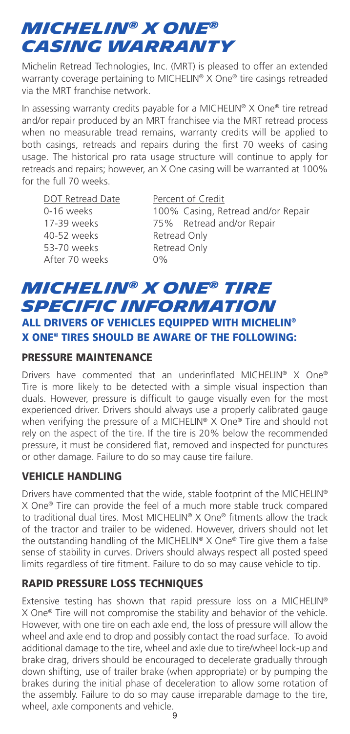# *MICHELIN® X ONE® CASING WARRANTY*

Michelin Retread Technologies, Inc. (MRT) is pleased to offer an extended warranty coverage pertaining to MICHELIN® X One® tire casings retreaded via the MRT franchise network.

In assessing warranty credits payable for a MICHELIN® X One® tire retread and/or repair produced by an MRT franchisee via the MRT retread process when no measurable tread remains, warranty credits will be applied to both casings, retreads and repairs during the first 70 weeks of casing usage. The historical pro rata usage structure will continue to apply for retreads and repairs; however, an X One casing will be warranted at 100% for the full 70 weeks.

| DOT Retread Date | Percent of Credit |
| --- | --- |
| 0-16 weeks | 100% Casing, Retread and/or Repair |
| 17-39 weeks | 75% Retread and/or Repair |
| 40-52 weeks | Retread Only |
| 53-70 weeks | Retread Only |
| After 70 weeks | 0% |

# *MICHELIN® X ONE® TIRE SPECIFIC INFORMATION*

## ALL DRIVERS OF VEHICLES EQUIPPED WITH MICHELIN® X ONE® TIRES SHOULD BE AWARE OF THE FOLLOWING:

### PRESSURE MAINTENANCE

Drivers have commented that an underinflated MICHELIN® X One® Tire is more likely to be detected with a simple visual inspection than duals. However, pressure is difficult to gauge visually even for the most experienced driver. Drivers should always use a properly calibrated gauge when verifying the pressure of a MICHELIN® X One® Tire and should not rely on the aspect of the tire. If the tire is 20% below the recommended pressure, it must be considered flat, removed and inspected for punctures or other damage. Failure to do so may cause tire failure.

### VEHICLE HANDLING

Drivers have commented that the wide, stable footprint of the MICHELIN® X One® Tire can provide the feel of a much more stable truck compared to traditional dual tires. Most MICHELIN® X One® fitments allow the track of the tractor and trailer to be widened. However, drivers should not let the outstanding handling of the MICHELIN® X One® Tire give them a false sense of stability in curves. Drivers should always respect all posted speed limits regardless of tire fitment. Failure to do so may cause vehicle to tip.

### RAPID PRESSURE LOSS TECHNIQUES

Extensive testing has shown that rapid pressure loss on a MICHELIN® X One® Tire will not compromise the stability and behavior of the vehicle. However, with one tire on each axle end, the loss of pressure will allow the wheel and axle end to drop and possibly contact the road surface. To avoid additional damage to the tire, wheel and axle due to tire/wheel lock-up and brake drag, drivers should be encouraged to decelerate gradually through down shifting, use of trailer brake (when appropriate) or by pumping the brakes during the initial phase of deceleration to allow some rotation of the assembly. Failure to do so may cause irreparable damage to the tire, wheel, axle components and vehicle.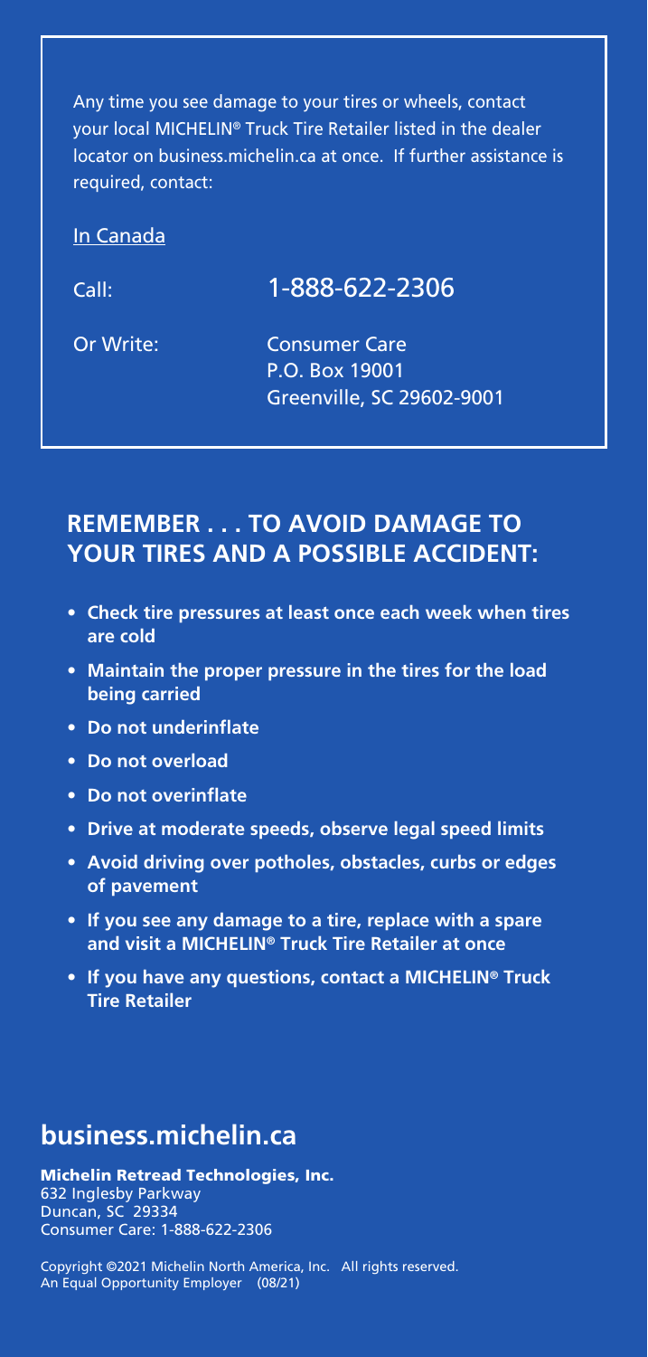Any time you see damage to your tires or wheels, contact your local MICHELIN® Truck Tire Retailer listed in the dealer locator on business.michelin.ca at once. If further assistance is required, contact:

In Canada

| | |
|---|---|
| Call: | 1-888-622-2306 |
| Or Write: | Consumer Care<br>P.O. Box 19001<br>Greenville, SC 29602-9001 |

## REMEMBER . . . TO AVOID DAMAGE TO YOUR TIRES AND A POSSIBLE ACCIDENT:

- **Check tire pressures at least once each week when tires are cold**
- **Maintain the proper pressure in the tires for the load being carried**
- **Do not underinflate**
- **Do not overload**
- **Do not overinflate**
- **Drive at moderate speeds, observe legal speed limits**
- **Avoid driving over potholes, obstacles, curbs or edges of pavement**
- **If you see any damage to a tire, replace with a spare and visit a MICHELIN® Truck Tire Retailer at once**
- **If you have any questions, contact a MICHELIN® Truck Tire Retailer**

## business.michelin.ca

**Michelin Retread Technologies, Inc.**
632 Inglesby Parkway
Duncan, SC 29334
Consumer Care: 1-888-622-2306

Copyright ©2021 Michelin North America, Inc. All rights reserved.
An Equal Opportunity Employer (08/21)